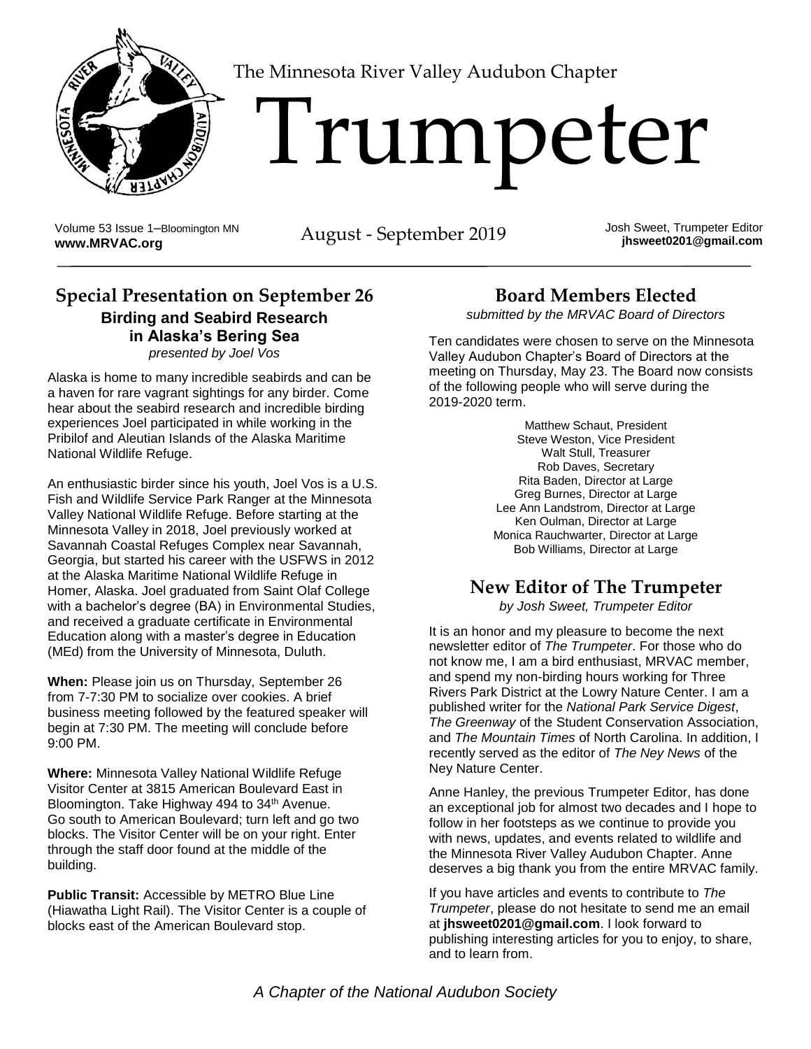The Minnesota River Valley Audubon Chapter

# Trumpeter

Volume 53 Issue 1–Bloomington MN
**www.MRVAC.org**

August - September 2019

Josh Sweet, Trumpeter Editor
**jhsweet0201@gmail.com**

## Special Presentation on September 26

### Birding and Seabird Research in Alaska's Bering Sea

*presented by Joel Vos*

Alaska is home to many incredible seabirds and can be a haven for rare vagrant sightings for any birder. Come hear about the seabird research and incredible birding experiences Joel participated in while working in the Pribilof and Aleutian Islands of the Alaska Maritime National Wildlife Refuge.

An enthusiastic birder since his youth, Joel Vos is a U.S. Fish and Wildlife Service Park Ranger at the Minnesota Valley National Wildlife Refuge. Before starting at the Minnesota Valley in 2018, Joel previously worked at Savannah Coastal Refuges Complex near Savannah, Georgia, but started his career with the USFWS in 2012 at the Alaska Maritime National Wildlife Refuge in Homer, Alaska. Joel graduated from Saint Olaf College with a bachelor's degree (BA) in Environmental Studies, and received a graduate certificate in Environmental Education along with a master's degree in Education (MEd) from the University of Minnesota, Duluth.

**When:** Please join us on Thursday, September 26 from 7-7:30 PM to socialize over cookies. A brief business meeting followed by the featured speaker will begin at 7:30 PM. The meeting will conclude before 9:00 PM.

**Where:** Minnesota Valley National Wildlife Refuge Visitor Center at 3815 American Boulevard East in Bloomington. Take Highway 494 to 34th Avenue. Go south to American Boulevard; turn left and go two blocks. The Visitor Center will be on your right. Enter through the staff door found at the middle of the building.

**Public Transit:** Accessible by METRO Blue Line (Hiawatha Light Rail). The Visitor Center is a couple of blocks east of the American Boulevard stop.

## Board Members Elected

*submitted by the MRVAC Board of Directors*

Ten candidates were chosen to serve on the Minnesota Valley Audubon Chapter's Board of Directors at the meeting on Thursday, May 23. The Board now consists of the following people who will serve during the 2019-2020 term.

Matthew Schaut, President
Steve Weston, Vice President
Walt Stull, Treasurer
Rob Daves, Secretary
Rita Baden, Director at Large
Greg Burnes, Director at Large
Lee Ann Landstrom, Director at Large
Ken Oulman, Director at Large
Monica Rauchwarter, Director at Large
Bob Williams, Director at Large

## New Editor of The Trumpeter

*by Josh Sweet, Trumpeter Editor*

It is an honor and my pleasure to become the next newsletter editor of *The Trumpeter*. For those who do not know me, I am a bird enthusiast, MRVAC member, and spend my non-birding hours working for Three Rivers Park District at the Lowry Nature Center. I am a published writer for the *National Park Service Digest*, *The Greenway* of the Student Conservation Association, and *The Mountain Times* of North Carolina. In addition, I recently served as the editor of *The Ney News* of the Ney Nature Center.

Anne Hanley, the previous Trumpeter Editor, has done an exceptional job for almost two decades and I hope to follow in her footsteps as we continue to provide you with news, updates, and events related to wildlife and the Minnesota River Valley Audubon Chapter. Anne deserves a big thank you from the entire MRVAC family.

If you have articles and events to contribute to *The Trumpeter*, please do not hesitate to send me an email at **jhsweet0201@gmail.com**. I look forward to publishing interesting articles for you to enjoy, to share, and to learn from.

*A Chapter of the National Audubon Society*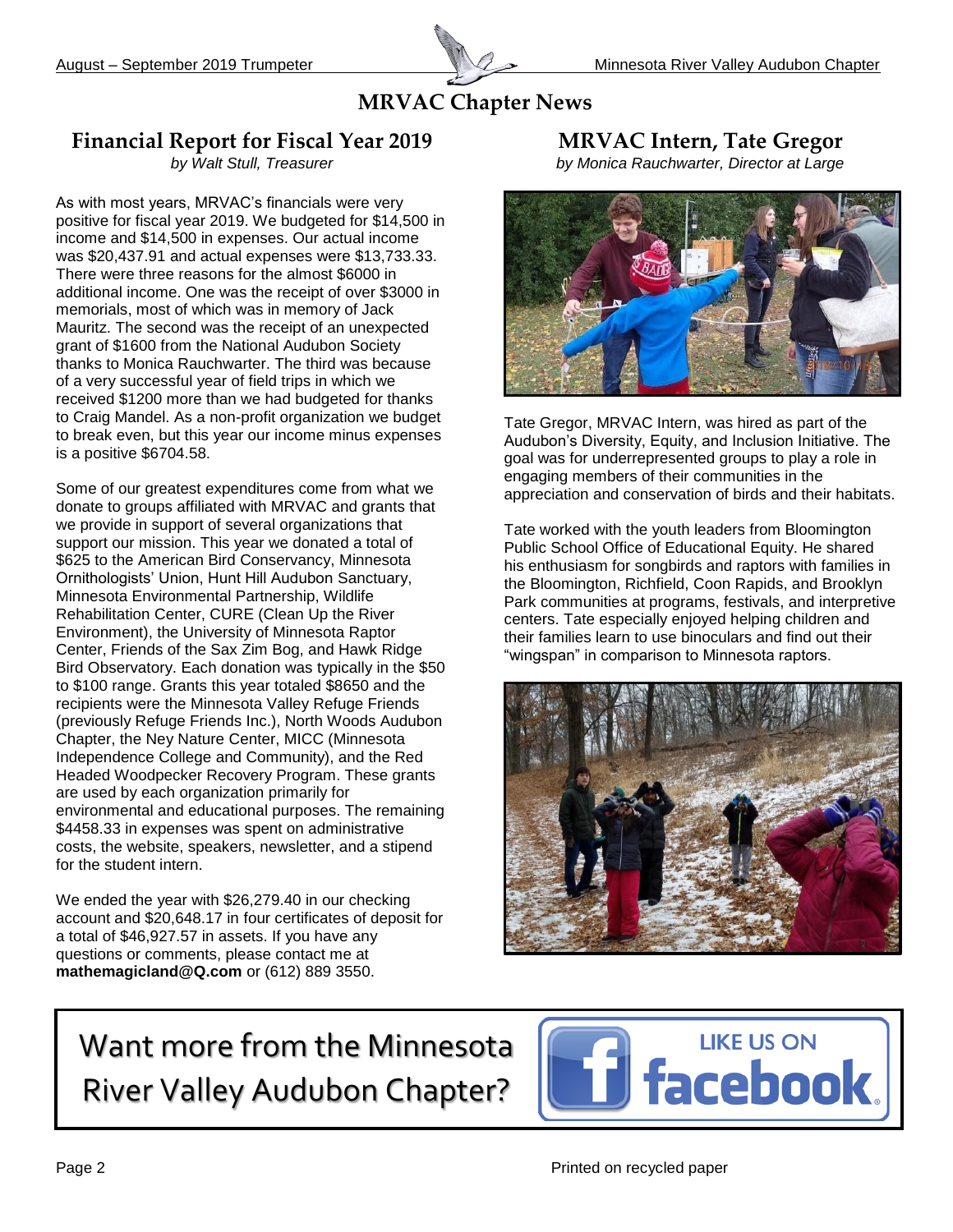# MRVAC Chapter News

## Financial Report for Fiscal Year 2019

*by Walt Stull, Treasurer*

As with most years, MRVAC's financials were very positive for fiscal year 2019. We budgeted for $14,500 in income and $14,500 in expenses. Our actual income was $20,437.91 and actual expenses were $13,733.33. There were three reasons for the almost $6000 in additional income. One was the receipt of over $3000 in memorials, most of which was in memory of Jack Mauritz. The second was the receipt of an unexpected grant of $1600 from the National Audubon Society thanks to Monica Rauchwarter. The third was because of a very successful year of field trips in which we received $1200 more than we had budgeted for thanks to Craig Mandel. As a non-profit organization we budget to break even, but this year our income minus expenses is a positive $6704.58.

Some of our greatest expenditures come from what we donate to groups affiliated with MRVAC and grants that we provide in support of several organizations that support our mission. This year we donated a total of $625 to the American Bird Conservancy, Minnesota Ornithologists' Union, Hunt Hill Audubon Sanctuary, Minnesota Environmental Partnership, Wildlife Rehabilitation Center, CURE (Clean Up the River Environment), the University of Minnesota Raptor Center, Friends of the Sax Zim Bog, and Hawk Ridge Bird Observatory. Each donation was typically in the $50 to $100 range. Grants this year totaled $8650 and the recipients were the Minnesota Valley Refuge Friends (previously Refuge Friends Inc.), North Woods Audubon Chapter, the Ney Nature Center, MICC (Minnesota Independence College and Community), and the Red Headed Woodpecker Recovery Program. These grants are used by each organization primarily for environmental and educational purposes. The remaining $4458.33 in expenses was spent on administrative costs, the website, speakers, newsletter, and a stipend for the student intern.

We ended the year with $26,279.40 in our checking account and $20,648.17 in four certificates of deposit for a total of $46,927.57 in assets. If you have any questions or comments, please contact me at **mathemagicland@Q.com** or (612) 889 3550.

## MRVAC Intern, Tate Gregor

*by Monica Rauchwarter, Director at Large*

Tate Gregor, MRVAC Intern, was hired as part of the Audubon's Diversity, Equity, and Inclusion Initiative. The goal was for underrepresented groups to play a role in engaging members of their communities in the appreciation and conservation of birds and their habitats.

Tate worked with the youth leaders from Bloomington Public School Office of Educational Equity. He shared his enthusiasm for songbirds and raptors with families in the Bloomington, Richfield, Coon Rapids, and Brooklyn Park communities at programs, festivals, and interpretive centers. Tate especially enjoyed helping children and their families learn to use binoculars and find out their "wingspan" in comparison to Minnesota raptors.

Want more from the Minnesota River Valley Audubon Chapter?

LIKE US ON facebook

Printed on recycled paper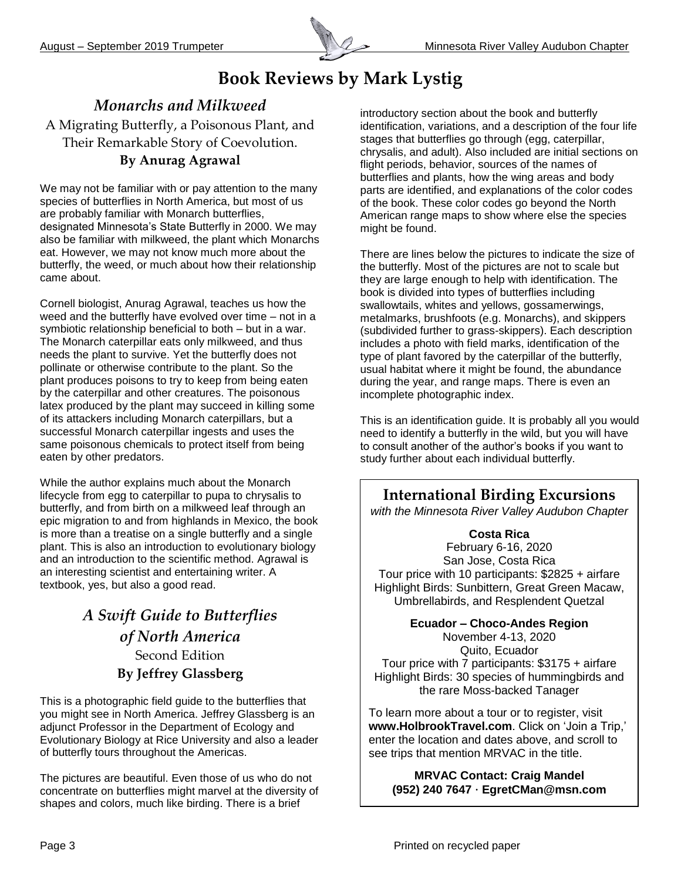# Book Reviews by Mark Lystig

## *Monarchs and Milkweed*

A Migrating Butterfly, a Poisonous Plant, and Their Remarkable Story of Coevolution.

**By Anurag Agrawal**

We may not be familiar with or pay attention to the many species of butterflies in North America, but most of us are probably familiar with Monarch butterflies, designated Minnesota's State Butterfly in 2000. We may also be familiar with milkweed, the plant which Monarchs eat. However, we may not know much more about the butterfly, the weed, or much about how their relationship came about.

Cornell biologist, Anurag Agrawal, teaches us how the weed and the butterfly have evolved over time – not in a symbiotic relationship beneficial to both – but in a war. The Monarch caterpillar eats only milkweed, and thus needs the plant to survive. Yet the butterfly does not pollinate or otherwise contribute to the plant. So the plant produces poisons to try to keep from being eaten by the caterpillar and other creatures. The poisonous latex produced by the plant may succeed in killing some of its attackers including Monarch caterpillars, but a successful Monarch caterpillar ingests and uses the same poisonous chemicals to protect itself from being eaten by other predators.

While the author explains much about the Monarch lifecycle from egg to caterpillar to pupa to chrysalis to butterfly, and from birth on a milkweed leaf through an epic migration to and from highlands in Mexico, the book is more than a treatise on a single butterfly and a single plant. This is also an introduction to evolutionary biology and an introduction to the scientific method. Agrawal is an interesting scientist and entertaining writer. A textbook, yes, but also a good read.

## *A Swift Guide to Butterflies of North America*

Second Edition

**By Jeffrey Glassberg**

This is a photographic field guide to the butterflies that you might see in North America. Jeffrey Glassberg is an adjunct Professor in the Department of Ecology and Evolutionary Biology at Rice University and also a leader of butterfly tours throughout the Americas.

The pictures are beautiful. Even those of us who do not concentrate on butterflies might marvel at the diversity of shapes and colors, much like birding. There is a brief introductory section about the book and butterfly identification, variations, and a description of the four life stages that butterflies go through (egg, caterpillar, chrysalis, and adult). Also included are initial sections on flight periods, behavior, sources of the names of butterflies and plants, how the wing areas and body parts are identified, and explanations of the color codes of the book. These color codes go beyond the North American range maps to show where else the species might be found.

There are lines below the pictures to indicate the size of the butterfly. Most of the pictures are not to scale but they are large enough to help with identification. The book is divided into types of butterflies including swallowtails, whites and yellows, gossamerwings, metalmarks, brushfoots (e.g. Monarchs), and skippers (subdivided further to grass-skippers). Each description includes a photo with field marks, identification of the type of plant favored by the caterpillar of the butterfly, usual habitat where it might be found, the abundance during the year, and range maps. There is even an incomplete photographic index.

This is an identification guide. It is probably all you would need to identify a butterfly in the wild, but you will have to consult another of the author's books if you want to study further about each individual butterfly.

## International Birding Excursions

*with the Minnesota River Valley Audubon Chapter*

**Costa Rica**
February 6-16, 2020
San Jose, Costa Rica
Tour price with 10 participants: $2825 + airfare
Highlight Birds: Sunbittern, Great Green Macaw, Umbrellabirds, and Resplendent Quetzal

**Ecuador – Choco-Andes Region**
November 4-13, 2020
Quito, Ecuador
Tour price with 7 participants: $3175 + airfare
Highlight Birds: 30 species of hummingbirds and the rare Moss-backed Tanager

To learn more about a tour or to register, visit **www.HolbrookTravel.com**. Click on 'Join a Trip,' enter the location and dates above, and scroll to see trips that mention MRVAC in the title.

**MRVAC Contact: Craig Mandel**
**(952) 240 7647 · EgretCMan@msn.com**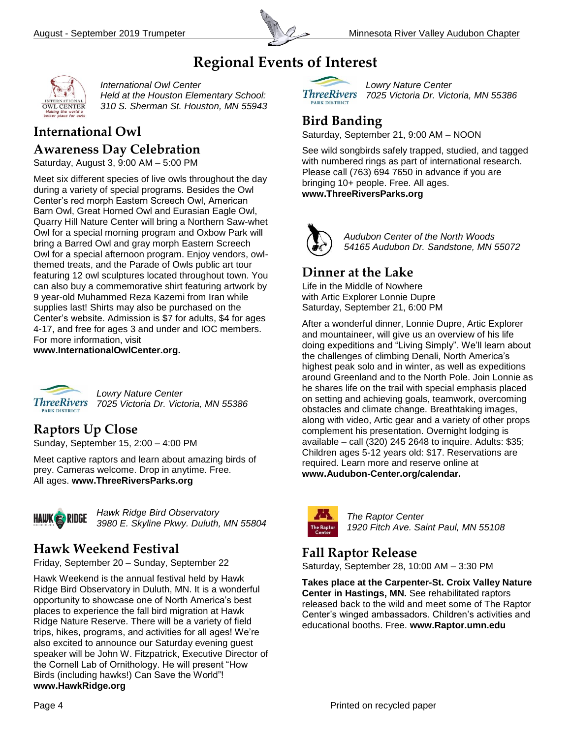# Regional Events of Interest

*International Owl Center*
*Held at the Houston Elementary School: 310 S. Sherman St. Houston, MN 55943*

## International Owl Awareness Day Celebration

Saturday, August 3, 9:00 AM – 5:00 PM

Meet six different species of live owls throughout the day during a variety of special programs. Besides the Owl Center's red morph Eastern Screech Owl, American Barn Owl, Great Horned Owl and Eurasian Eagle Owl, Quarry Hill Nature Center will bring a Northern Saw-whet Owl for a special morning program and Oxbow Park will bring a Barred Owl and gray morph Eastern Screech Owl for a special afternoon program. Enjoy vendors, owl-themed treats, and the Parade of Owls public art tour featuring 12 owl sculptures located throughout town. You can also buy a commemorative shirt featuring artwork by 9 year-old Muhammed Reza Kazemi from Iran while supplies last! Shirts may also be purchased on the Center's website. Admission is $7 for adults, $4 for ages 4-17, and free for ages 3 and under and IOC members. For more information, visit **www.InternationalOwlCenter.org.**

*Lowry Nature Center*
*7025 Victoria Dr. Victoria, MN 55386*

## Raptors Up Close

Sunday, September 15, 2:00 – 4:00 PM

Meet captive raptors and learn about amazing birds of prey. Cameras welcome. Drop in anytime. Free. All ages. **www.ThreeRiversParks.org**

*Hawk Ridge Bird Observatory*
*3980 E. Skyline Pkwy. Duluth, MN 55804*

## Hawk Weekend Festival

Friday, September 20 – Sunday, September 22

Hawk Weekend is the annual festival held by Hawk Ridge Bird Observatory in Duluth, MN. It is a wonderful opportunity to showcase one of North America's best places to experience the fall bird migration at Hawk Ridge Nature Reserve. There will be a variety of field trips, hikes, programs, and activities for all ages! We're also excited to announce our Saturday evening guest speaker will be John W. Fitzpatrick, Executive Director of the Cornell Lab of Ornithology. He will present "How Birds (including hawks!) Can Save the World"! **www.HawkRidge.org**

*Lowry Nature Center*
*7025 Victoria Dr. Victoria, MN 55386*

## Bird Banding

Saturday, September 21, 9:00 AM – NOON

See wild songbirds safely trapped, studied, and tagged with numbered rings as part of international research. Please call (763) 694 7650 in advance if you are bringing 10+ people. Free. All ages. **www.ThreeRiversParks.org**

*Audubon Center of the North Woods*
*54165 Audubon Dr. Sandstone, MN 55072*

## Dinner at the Lake

Life in the Middle of Nowhere
with Artic Explorer Lonnie Dupre
Saturday, September 21, 6:00 PM

After a wonderful dinner, Lonnie Dupre, Artic Explorer and mountaineer, will give us an overview of his life doing expeditions and "Living Simply". We'll learn about the challenges of climbing Denali, North America's highest peak solo and in winter, as well as expeditions around Greenland and to the North Pole. Join Lonnie as he shares life on the trail with special emphasis placed on setting and achieving goals, teamwork, overcoming obstacles and climate change. Breathtaking images, along with video, Artic gear and a variety of other props complement his presentation. Overnight lodging is available – call (320) 245 2648 to inquire. Adults: $35; Children ages 5-12 years old: $17. Reservations are required. Learn more and reserve online at **www.Audubon-Center.org/calendar.**

*The Raptor Center*
*1920 Fitch Ave. Saint Paul, MN 55108*

## Fall Raptor Release

Saturday, September 28, 10:00 AM – 3:30 PM

**Takes place at the Carpenter-St. Croix Valley Nature Center in Hastings, MN.** See rehabilitated raptors released back to the wild and meet some of The Raptor Center's winged ambassadors. Children's activities and educational booths. Free. **www.Raptor.umn.edu**

Printed on recycled paper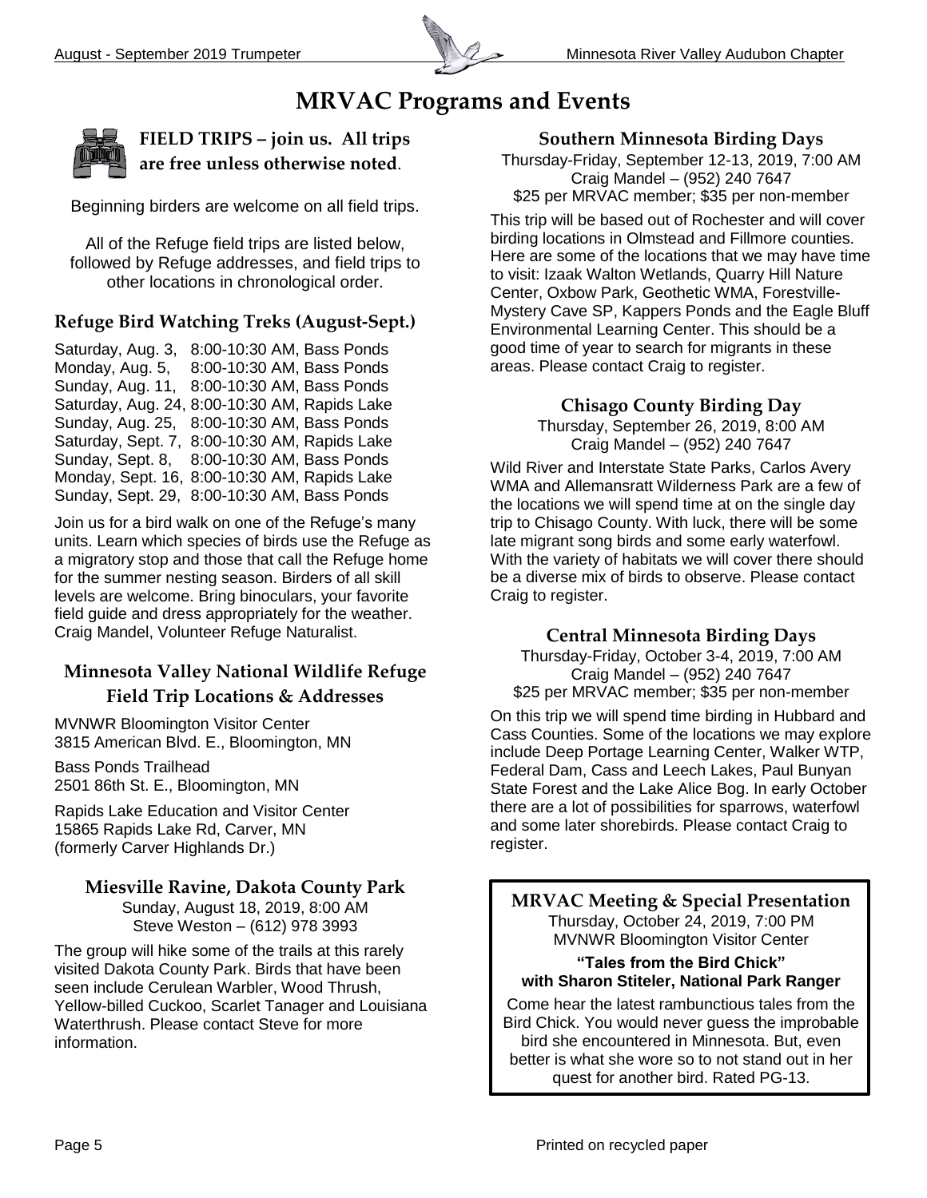# MRVAC Programs and Events

## FIELD TRIPS – join us. All trips are free unless otherwise noted.

Beginning birders are welcome on all field trips.

All of the Refuge field trips are listed below, followed by Refuge addresses, and field trips to other locations in chronological order.

### Refuge Bird Watching Treks (August-Sept.)

Saturday, Aug. 3, 8:00-10:30 AM, Bass Ponds
Monday, Aug. 5, 8:00-10:30 AM, Bass Ponds
Sunday, Aug. 11, 8:00-10:30 AM, Bass Ponds
Saturday, Aug. 24, 8:00-10:30 AM, Rapids Lake
Sunday, Aug. 25, 8:00-10:30 AM, Bass Ponds
Saturday, Sept. 7, 8:00-10:30 AM, Rapids Lake
Sunday, Sept. 8, 8:00-10:30 AM, Bass Ponds
Monday, Sept. 16, 8:00-10:30 AM, Rapids Lake
Sunday, Sept. 29, 8:00-10:30 AM, Bass Ponds

Join us for a bird walk on one of the Refuge's many units. Learn which species of birds use the Refuge as a migratory stop and those that call the Refuge home for the summer nesting season. Birders of all skill levels are welcome. Bring binoculars, your favorite field guide and dress appropriately for the weather. Craig Mandel, Volunteer Refuge Naturalist.

### Minnesota Valley National Wildlife Refuge Field Trip Locations & Addresses

MVNWR Bloomington Visitor Center
3815 American Blvd. E., Bloomington, MN

Bass Ponds Trailhead
2501 86th St. E., Bloomington, MN

Rapids Lake Education and Visitor Center
15865 Rapids Lake Rd, Carver, MN
(formerly Carver Highlands Dr.)

### Miesville Ravine, Dakota County Park

Sunday, August 18, 2019, 8:00 AM
Steve Weston – (612) 978 3993

The group will hike some of the trails at this rarely visited Dakota County Park. Birds that have been seen include Cerulean Warbler, Wood Thrush, Yellow-billed Cuckoo, Scarlet Tanager and Louisiana Waterthrush. Please contact Steve for more information.

### Southern Minnesota Birding Days

Thursday-Friday, September 12-13, 2019, 7:00 AM
Craig Mandel – (952) 240 7647
$25 per MRVAC member; $35 per non-member

This trip will be based out of Rochester and will cover birding locations in Olmstead and Fillmore counties. Here are some of the locations that we may have time to visit: Izaak Walton Wetlands, Quarry Hill Nature Center, Oxbow Park, Geothetic WMA, Forestville-Mystery Cave SP, Kappers Ponds and the Eagle Bluff Environmental Learning Center. This should be a good time of year to search for migrants in these areas. Please contact Craig to register.

### Chisago County Birding Day

Thursday, September 26, 2019, 8:00 AM
Craig Mandel – (952) 240 7647

Wild River and Interstate State Parks, Carlos Avery WMA and Allemansratt Wilderness Park are a few of the locations we will spend time at on the single day trip to Chisago County. With luck, there will be some late migrant song birds and some early waterfowl. With the variety of habitats we will cover there should be a diverse mix of birds to observe. Please contact Craig to register.

### Central Minnesota Birding Days

Thursday-Friday, October 3-4, 2019, 7:00 AM
Craig Mandel – (952) 240 7647
$25 per MRVAC member; $35 per non-member

On this trip we will spend time birding in Hubbard and Cass Counties. Some of the locations we may explore include Deep Portage Learning Center, Walker WTP, Federal Dam, Cass and Leech Lakes, Paul Bunyan State Forest and the Lake Alice Bog. In early October there are a lot of possibilities for sparrows, waterfowl and some later shorebirds. Please contact Craig to register.

### MRVAC Meeting & Special Presentation

Thursday, October 24, 2019, 7:00 PM
MVNWR Bloomington Visitor Center

**"Tales from the Bird Chick" with Sharon Stiteler, National Park Ranger**

Come hear the latest rambunctious tales from the Bird Chick. You would never guess the improbable bird she encountered in Minnesota. But, even better is what she wore so to not stand out in her quest for another bird. Rated PG-13.

Printed on recycled paper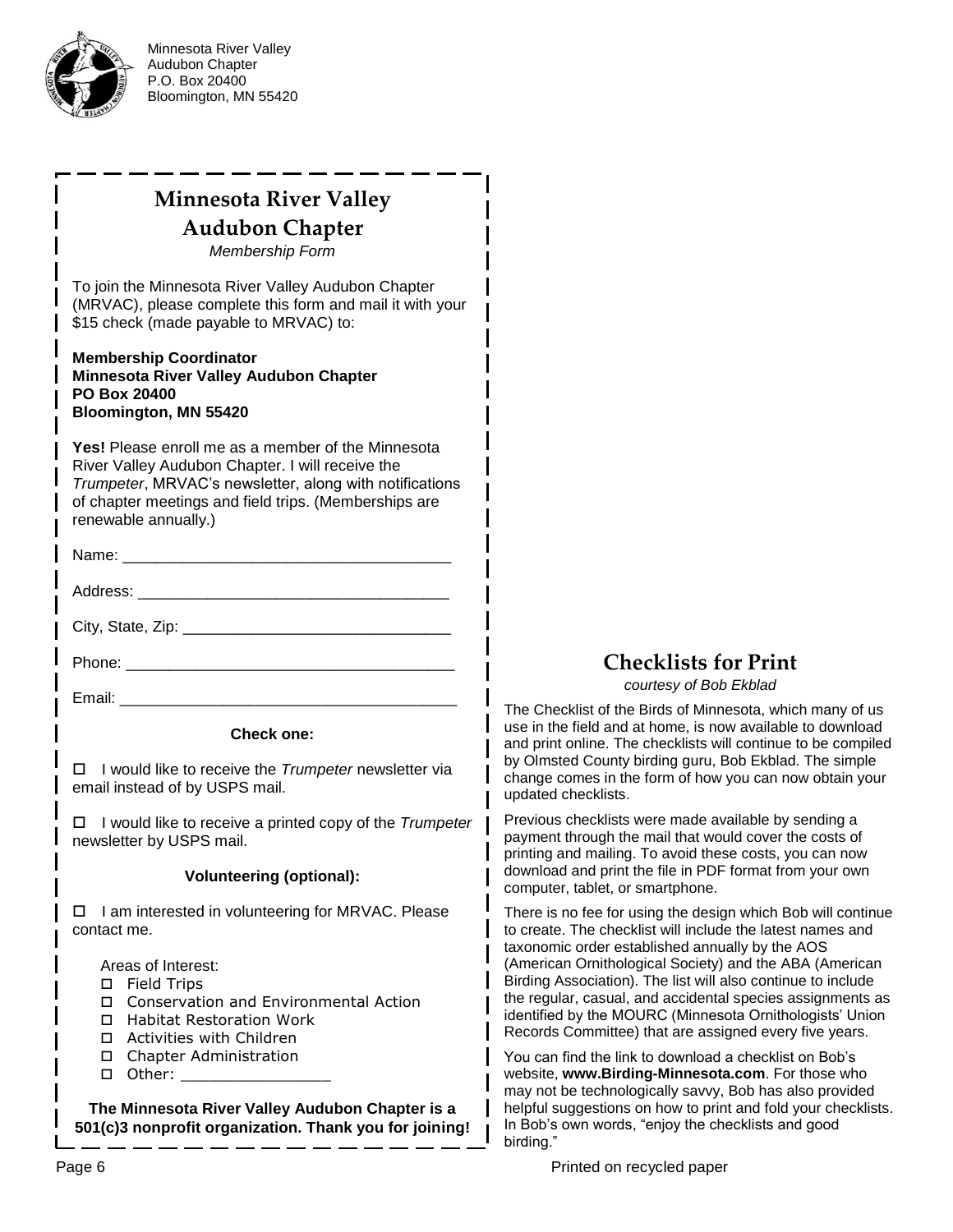Minnesota River Valley
Audubon Chapter
P.O. Box 20400
Bloomington, MN 55420

## Minnesota River Valley Audubon Chapter

*Membership Form*

To join the Minnesota River Valley Audubon Chapter (MRVAC), please complete this form and mail it with your $15 check (made payable to MRVAC) to:

**Membership Coordinator**
**Minnesota River Valley Audubon Chapter**
**PO Box 20400**
**Bloomington, MN 55420**

**Yes!** Please enroll me as a member of the Minnesota River Valley Audubon Chapter. I will receive the *Trumpeter*, MRVAC's newsletter, along with notifications of chapter meetings and field trips. (Memberships are renewable annually.)

Name: ____________________________________

Address: __________________________________

City, State, Zip: ____________________________

Phone: ____________________________________

Email: _____________________________________

**Check one:**

☐ I would like to receive the *Trumpeter* newsletter via email instead of by USPS mail.

☐ I would like to receive a printed copy of the *Trumpeter* newsletter by USPS mail.

**Volunteering (optional):**

☐ I am interested in volunteering for MRVAC. Please contact me.

Areas of Interest:

- ☐ Field Trips
- ☐ Conservation and Environmental Action
- ☐ Habitat Restoration Work
- ☐ Activities with Children
- ☐ Chapter Administration
- ☐ Other: ________________

**The Minnesota River Valley Audubon Chapter is a 501(c)3 nonprofit organization. Thank you for joining!**

## Checklists for Print

*courtesy of Bob Ekblad*

The Checklist of the Birds of Minnesota, which many of us use in the field and at home, is now available to download and print online. The checklists will continue to be compiled by Olmsted County birding guru, Bob Ekblad. The simple change comes in the form of how you can now obtain your updated checklists.

Previous checklists were made available by sending a payment through the mail that would cover the costs of printing and mailing. To avoid these costs, you can now download and print the file in PDF format from your own computer, tablet, or smartphone.

There is no fee for using the design which Bob will continue to create. The checklist will include the latest names and taxonomic order established annually by the AOS (American Ornithological Society) and the ABA (American Birding Association). The list will also continue to include the regular, casual, and accidental species assignments as identified by the MOURC (Minnesota Ornithologists' Union Records Committee) that are assigned every five years.

You can find the link to download a checklist on Bob's website, **www.Birding-Minnesota.com**. For those who may not be technologically savvy, Bob has also provided helpful suggestions on how to print and fold your checklists. In Bob's own words, "enjoy the checklists and good birding."

Printed on recycled paper